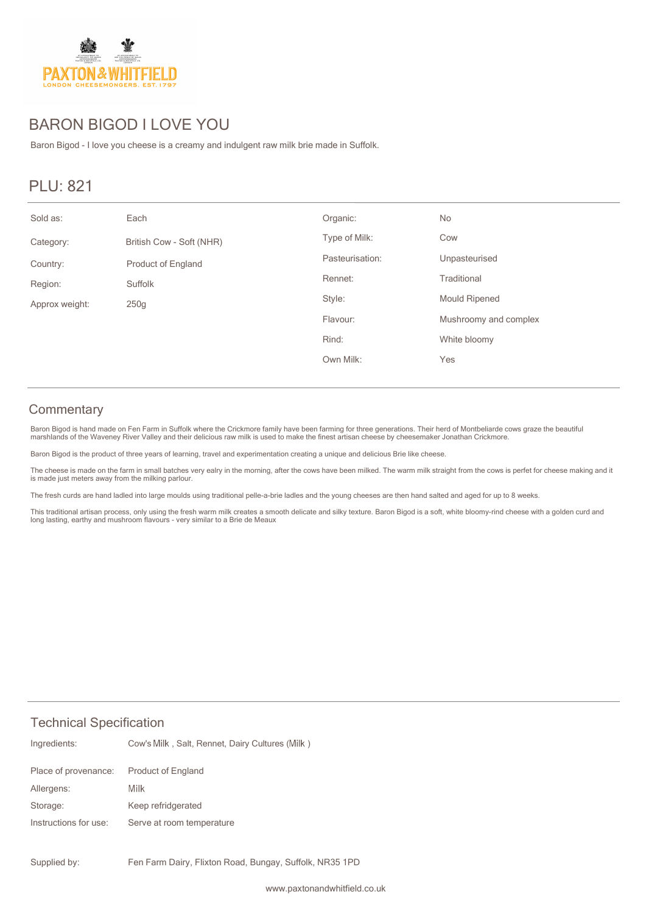# BARON BIGOD I LOVE YOU

Baron Bigod - I love you cheese is a creamy and indulgent raw milk brie made in Suffolk.

## PLU: 821

| | | | |
|---|---|---|---|
| Sold as: | Each | Organic: | No |
| Category: | British Cow - Soft (NHR) | Type of Milk: | Cow |
| Country: | Product of England | Pasteurisation: | Unpasteurised |
| Region: | Suffolk | Rennet: | Traditional |
| Approx weight: | 250g | Style: | Mould Ripened |
| | | Flavour: | Mushroomy and complex |
| | | Rind: | White bloomy |
| | | Own Milk: | Yes |

## Commentary

Baron Bigod is hand made on Fen Farm in Suffolk where the Crickmore family have been farming for three generations. Their herd of Montbeliarde cows graze the beautiful marshlands of the Waveney River Valley and their delicious raw milk is used to make the finest artisan cheese by cheesemaker Jonathan Crickmore.

Baron Bigod is the product of three years of learning, travel and experimentation creating a unique and delicious Brie like cheese.

The cheese is made on the farm in small batches very ealry in the morning, after the cows have been milked. The warm milk straight from the cows is perfet for cheese making and it is made just meters away from the milking parlour.

The fresh curds are hand ladled into large moulds using traditional pelle-a-brie ladles and the young cheeses are then hand salted and aged for up to 8 weeks.

This traditional artisan process, only using the fresh warm milk creates a smooth delicate and silky texture. Baron Bigod is a soft, white bloomy-rind cheese with a golden curd and long lasting, earthy and mushroom flavours - very similar to a Brie de Meaux

## Technical Specification

| | |
|---|---|
| Ingredients: | Cow's Milk , Salt, Rennet, Dairy Cultures (Milk ) |
| Place of provenance: | Product of England |
| Allergens: | Milk |
| Storage: | Keep refridgerated |
| Instructions for use: | Serve at room temperature |
| Supplied by: | Fen Farm Dairy, Flixton Road, Bungay, Suffolk, NR35 1PD |

www.paxtonandwhitfield.co.uk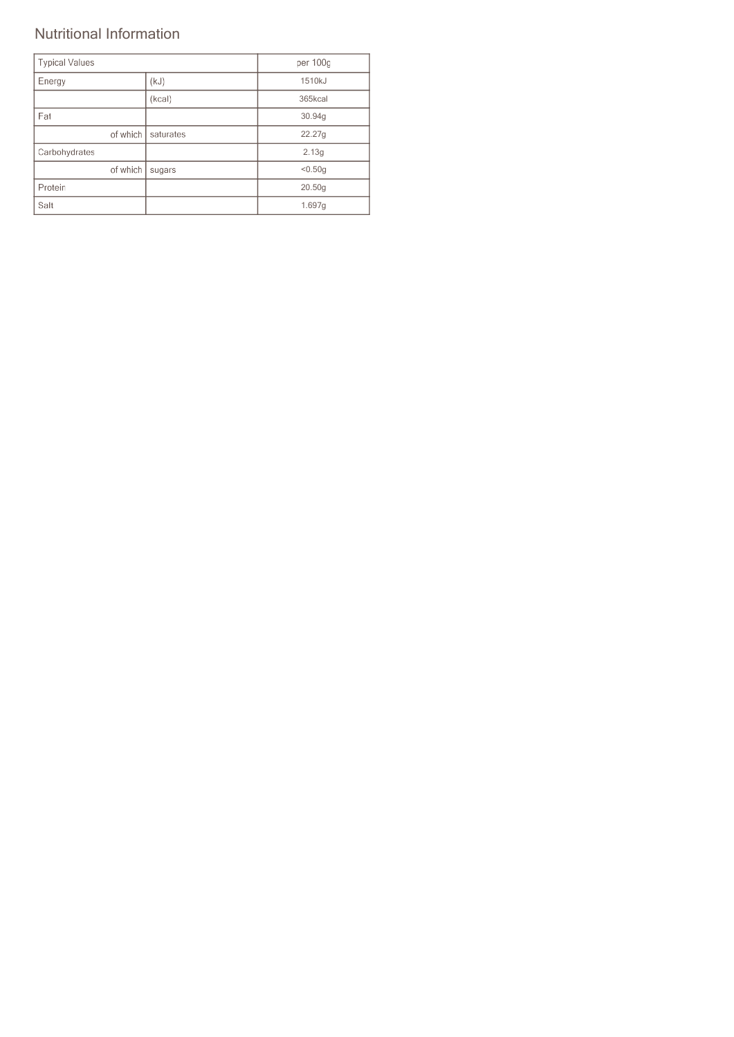## Nutritional Information

| Typical Values | | per 100g |
|---|---|---|
| Energy | (kJ) | 1510kJ |
| | (kcal) | 365kcal |
| Fat | | 30.94g |
| of which | saturates | 22.27g |
| Carbohydrates | | 2.13g |
| of which | sugars | <0.50g |
| Protein | | 20.50g |
| Salt | | 1.697g |